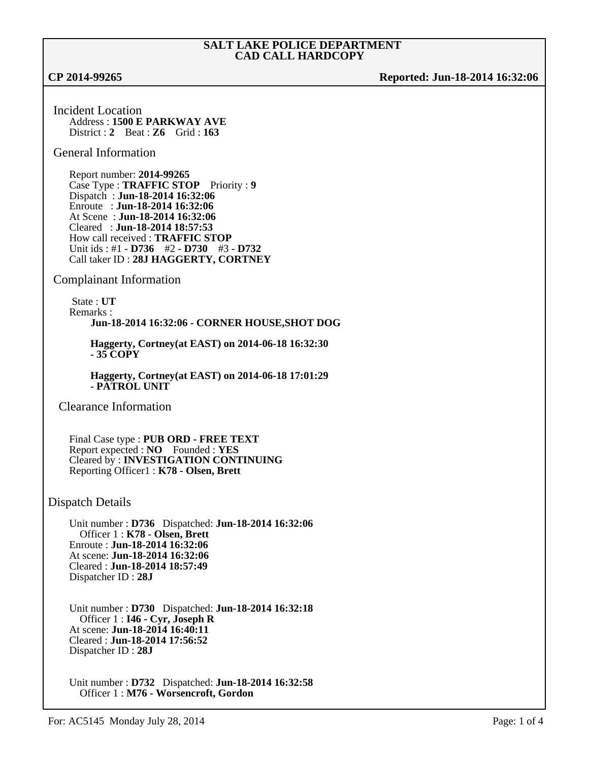# SALT LAKE POLICE DEPARTMENT
## CAD CALL HARDCOPY

**CP 2014-99265** **Reported: Jun-18-2014 16:32:06**

### Incident Location

Address : **1500 E PARKWAY AVE**
District : **2** Beat : **Z6** Grid : **163**

### General Information

Report number: **2014-99265**
Case Type : **TRAFFIC STOP** Priority : **9**
Dispatch : **Jun-18-2014 16:32:06**
Enroute : **Jun-18-2014 16:32:06**
At Scene : **Jun-18-2014 16:32:06**
Cleared : **Jun-18-2014 18:57:53**
How call received : **TRAFFIC STOP**
Unit ids : #1 - **D736** #2 - **D730** #3 - **D732**
Call taker ID : **28J HAGGERTY, CORTNEY**

### Complainant Information

State : **UT**
Remarks :

**Jun-18-2014 16:32:06 - CORNER HOUSE,SHOT DOG**

**Haggerty, Cortney(at EAST) on 2014-06-18 16:32:30 - 35 COPY**

**Haggerty, Cortney(at EAST) on 2014-06-18 17:01:29 - PATROL UNIT**

### Clearance Information

Final Case type : **PUB ORD - FREE TEXT**
Report expected : **NO** Founded : **YES**
Cleared by : **INVESTIGATION CONTINUING**
Reporting Officer1 : **K78 - Olsen, Brett**

### Dispatch Details

Unit number : **D736** Dispatched: **Jun-18-2014 16:32:06**
Officer 1 : **K78 - Olsen, Brett**
Enroute : **Jun-18-2014 16:32:06**
At scene: **Jun-18-2014 16:32:06**
Cleared : **Jun-18-2014 18:57:49**
Dispatcher ID : **28J**

Unit number : **D730** Dispatched: **Jun-18-2014 16:32:18**
Officer 1 : **I46 - Cyr, Joseph R**
At scene: **Jun-18-2014 16:40:11**
Cleared : **Jun-18-2014 17:56:52**
Dispatcher ID : **28J**

Unit number : **D732** Dispatched: **Jun-18-2014 16:32:58**
Officer 1 : **M76 - Worsencroft, Gordon**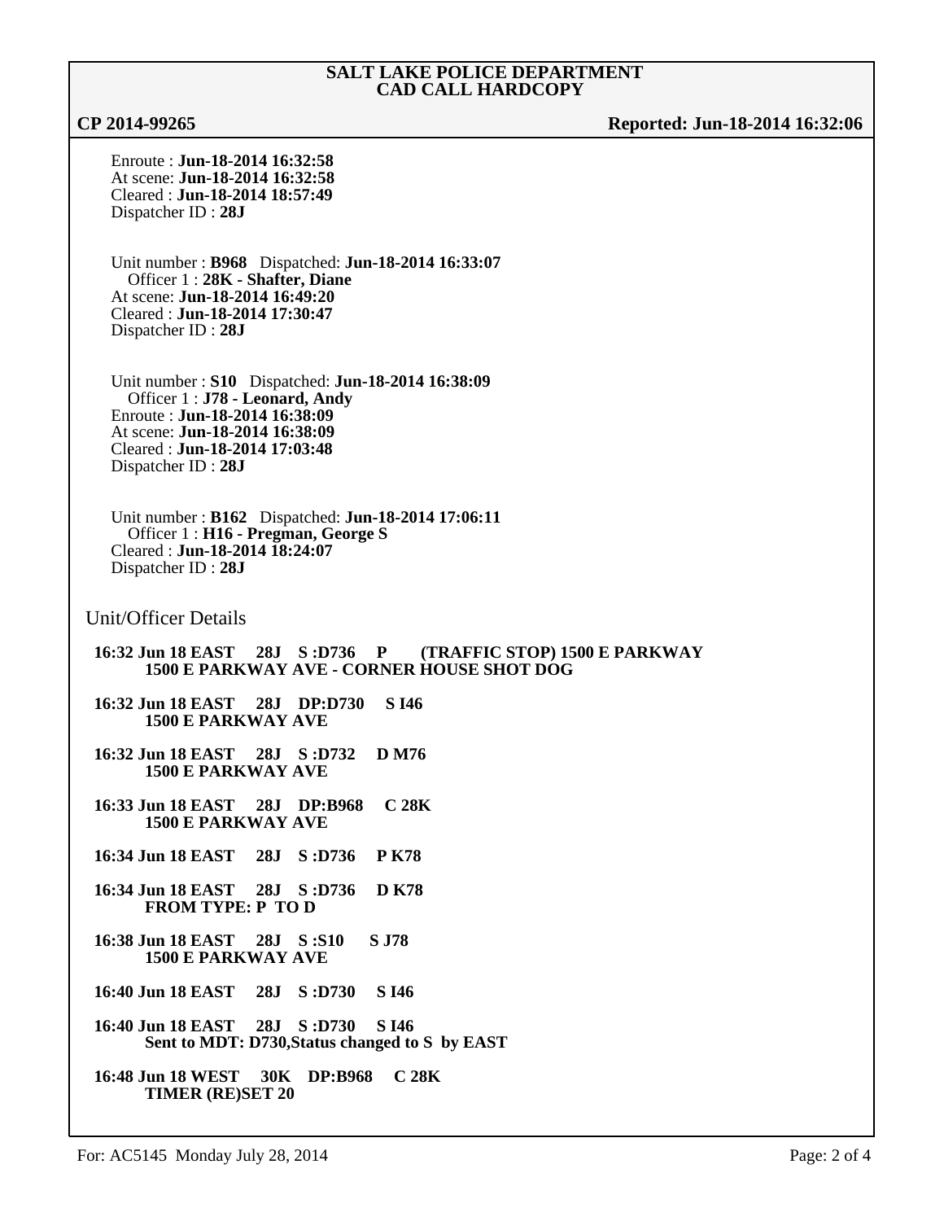**SALT LAKE POLICE DEPARTMENT**
**CAD CALL HARDCOPY**

**CP 2014-99265** **Reported: Jun-18-2014 16:32:06**

Enroute : **Jun-18-2014 16:32:58**
At scene: **Jun-18-2014 16:32:58**
Cleared : **Jun-18-2014 18:57:49**
Dispatcher ID : **28J**

Unit number : **B968** Dispatched: **Jun-18-2014 16:33:07**
Officer 1 : **28K - Shafter, Diane**
At scene: **Jun-18-2014 16:49:20**
Cleared : **Jun-18-2014 17:30:47**
Dispatcher ID : **28J**

Unit number : **S10** Dispatched: **Jun-18-2014 16:38:09**
Officer 1 : **J78 - Leonard, Andy**
Enroute : **Jun-18-2014 16:38:09**
At scene: **Jun-18-2014 16:38:09**
Cleared : **Jun-18-2014 17:03:48**
Dispatcher ID : **28J**

Unit number : **B162** Dispatched: **Jun-18-2014 17:06:11**
Officer 1 : **H16 - Pregman, George S**
Cleared : **Jun-18-2014 18:24:07**
Dispatcher ID : **28J**

## Unit/Officer Details

**16:32 Jun 18 EAST 28J S :D736 P (TRAFFIC STOP) 1500 E PARKWAY**
**1500 E PARKWAY AVE - CORNER HOUSE SHOT DOG**

**16:32 Jun 18 EAST 28J DP:D730 S I46**
**1500 E PARKWAY AVE**

**16:32 Jun 18 EAST 28J S :D732 D M76**
**1500 E PARKWAY AVE**

**16:33 Jun 18 EAST 28J DP:B968 C 28K**
**1500 E PARKWAY AVE**

**16:34 Jun 18 EAST 28J S :D736 P K78**

**16:34 Jun 18 EAST 28J S :D736 D K78**
**FROM TYPE: P TO D**

**16:38 Jun 18 EAST 28J S :S10 S J78**
**1500 E PARKWAY AVE**

**16:40 Jun 18 EAST 28J S :D730 S I46**

**16:40 Jun 18 EAST 28J S :D730 S I46**
**Sent to MDT: D730,Status changed to S by EAST**

**16:48 Jun 18 WEST 30K DP:B968 C 28K**
**TIMER (RE)SET 20**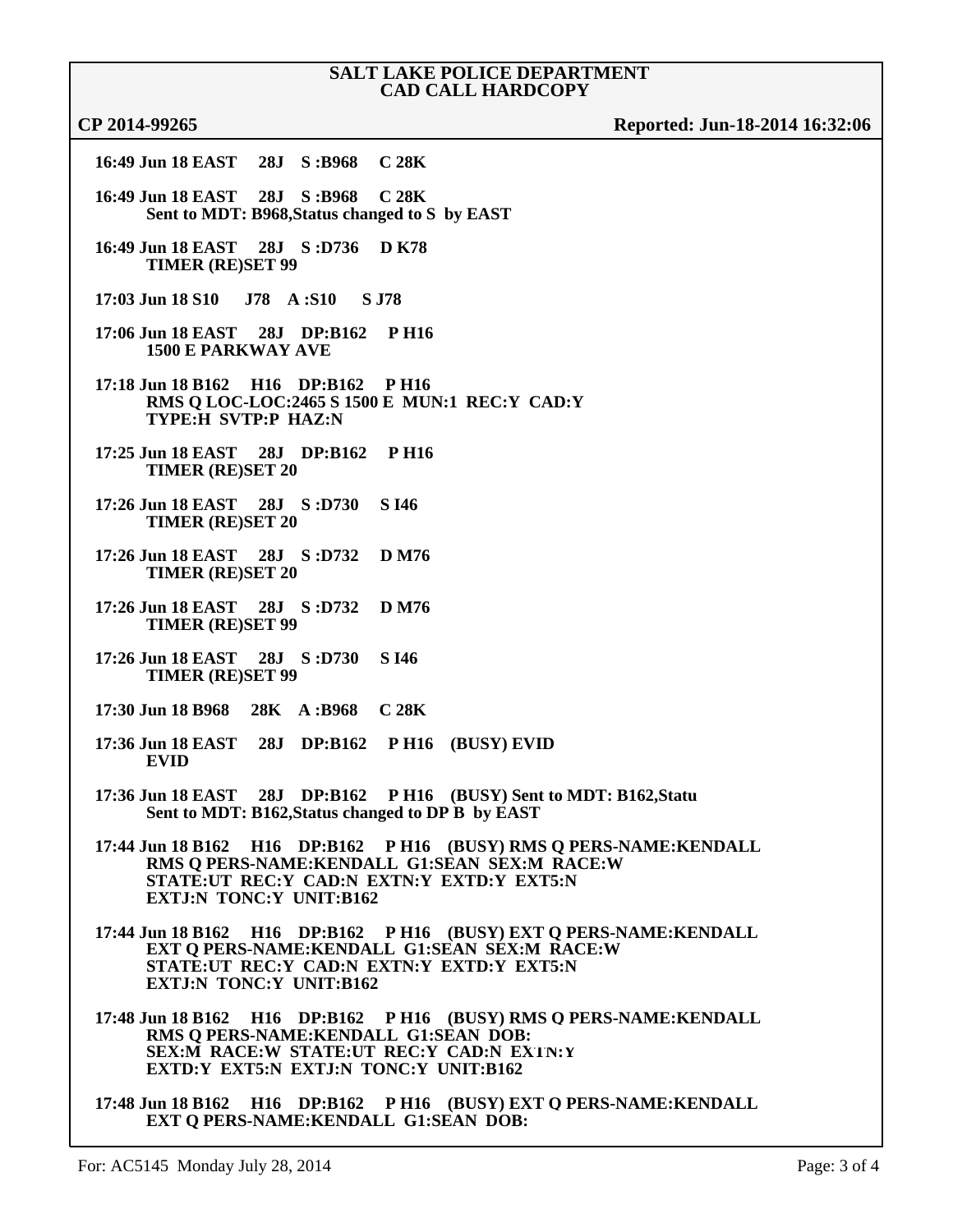**SALT LAKE POLICE DEPARTMENT**
**CAD CALL HARDCOPY**

**CP 2014-99265** **Reported: Jun-18-2014 16:32:06**

**16:49 Jun 18 EAST 28J S :B968 C 28K**

**16:49 Jun 18 EAST 28J S :B968 C 28K**
**Sent to MDT: B968,Status changed to S by EAST**

**16:49 Jun 18 EAST 28J S :D736 D K78**
**TIMER (RE)SET 99**

**17:03 Jun 18 S10 J78 A :S10 S J78**

**17:06 Jun 18 EAST 28J DP:B162 P H16**
**1500 E PARKWAY AVE**

**17:18 Jun 18 B162 H16 DP:B162 P H16**
**RMS Q LOC-LOC:2465 S 1500 E MUN:1 REC:Y CAD:Y**
**TYPE:H SVTP:P HAZ:N**

**17:25 Jun 18 EAST 28J DP:B162 P H16**
**TIMER (RE)SET 20**

**17:26 Jun 18 EAST 28J S :D730 S I46**
**TIMER (RE)SET 20**

**17:26 Jun 18 EAST 28J S :D732 D M76**
**TIMER (RE)SET 20**

**17:26 Jun 18 EAST 28J S :D732 D M76**
**TIMER (RE)SET 99**

**17:26 Jun 18 EAST 28J S :D730 S I46**
**TIMER (RE)SET 99**

**17:30 Jun 18 B968 28K A :B968 C 28K**

**17:36 Jun 18 EAST 28J DP:B162 P H16 (BUSY) EVID**
**EVID**

**17:36 Jun 18 EAST 28J DP:B162 P H16 (BUSY) Sent to MDT: B162,Statu**
**Sent to MDT: B162,Status changed to DP B by EAST**

**17:44 Jun 18 B162 H16 DP:B162 P H16 (BUSY) RMS Q PERS-NAME:KENDALL**
**RMS Q PERS-NAME:KENDALL G1:SEAN SEX:M RACE:W**
**STATE:UT REC:Y CAD:N EXTN:Y EXTD:Y EXT5:N**
**EXTJ:N TONC:Y UNIT:B162**

**17:44 Jun 18 B162 H16 DP:B162 P H16 (BUSY) EXT Q PERS-NAME:KENDALL**
**EXT Q PERS-NAME:KENDALL G1:SEAN SEX:M RACE:W**
**STATE:UT REC:Y CAD:N EXTN:Y EXTD:Y EXT5:N**
**EXTJ:N TONC:Y UNIT:B162**

**17:48 Jun 18 B162 H16 DP:B162 P H16 (BUSY) RMS Q PERS-NAME:KENDALL**
**RMS Q PERS-NAME:KENDALL G1:SEAN DOB:**
**SEX:M RACE:W STATE:UT REC:Y CAD:N EXTN:Y**
**EXTD:Y EXT5:N EXTJ:N TONC:Y UNIT:B162**

**17:48 Jun 18 B162 H16 DP:B162 P H16 (BUSY) EXT Q PERS-NAME:KENDALL**
**EXT Q PERS-NAME:KENDALL G1:SEAN DOB:**

For: AC5145 Monday July 28, 2014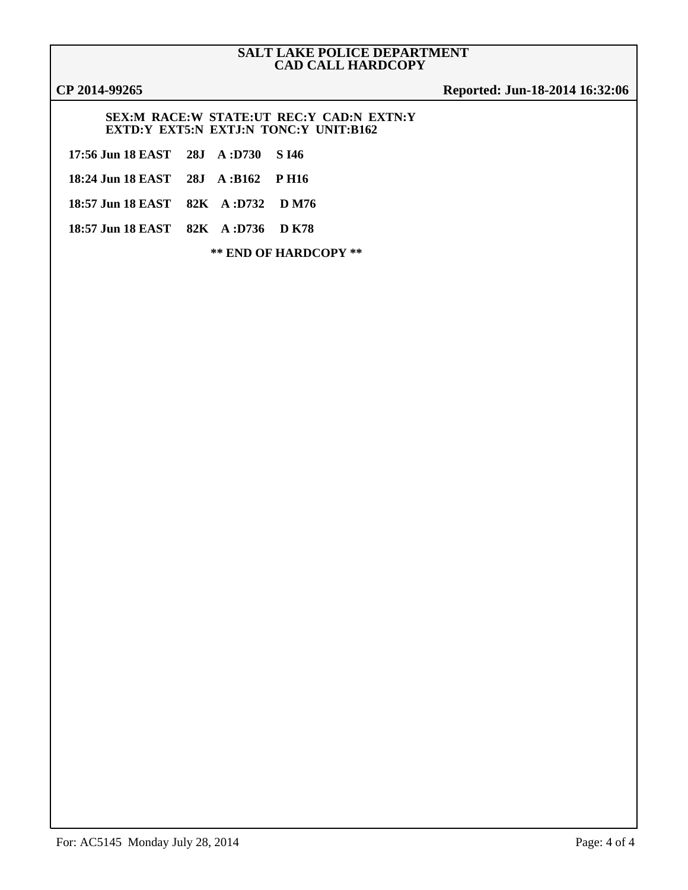**SALT LAKE POLICE DEPARTMENT**
**CAD CALL HARDCOPY**

**CP 2014-99265** **Reported: Jun-18-2014 16:32:06**

**SEX:M RACE:W STATE:UT REC:Y CAD:N EXTN:Y**
**EXTD:Y EXT5:N EXTJ:N TONC:Y UNIT:B162**

**17:56 Jun 18 EAST 28J A :D730 S I46**

**18:24 Jun 18 EAST 28J A :B162 P H16**

**18:57 Jun 18 EAST 82K A :D732 D M76**

**18:57 Jun 18 EAST 82K A :D736 D K78**

**\*\* END OF HARDCOPY \*\***

For: AC5145 Monday July 28, 2014